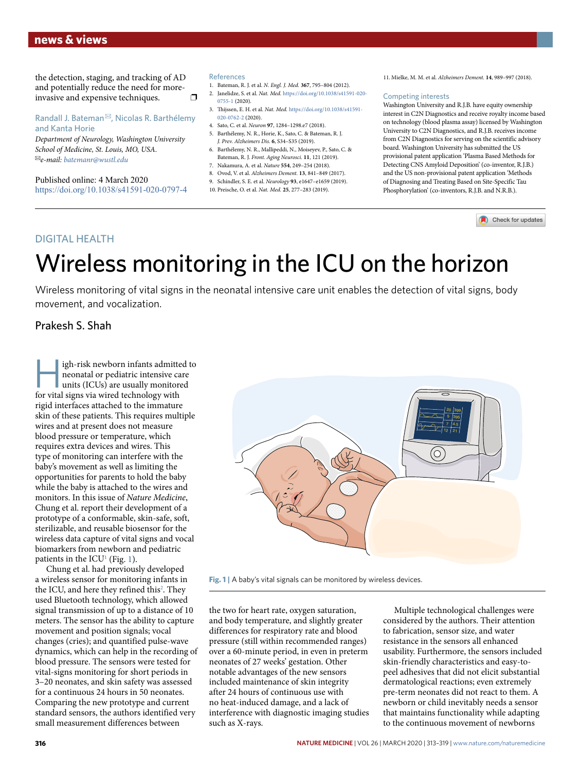the detection, staging, and tracking of AD and potentially reduce the need for more-invasive and expensive techniques. ❐

Randall J. Bateman ✉, Nicolas R. Barthélemy and Kanta Horie

*Department of Neurology, Washington University School of Medicine, St. Louis, MO, USA.*
✉*e-mail: batemanr@wustl.edu*

Published online: 4 March 2020
https://doi.org/10.1038/s41591-020-0797-4

## References

1. Bateman, R. J. et al. *N. Engl. J. Med.* **367**, 795–804 (2012).
2. Janelidze, S. et al. *Nat. Med.* https://doi.org/10.1038/s41591-020-0755-1 (2020).
3. Thijssen, E. H. et al. *Nat. Med.* https://doi.org/10.1038/s41591-020-0762-2 (2020).
4. Sato, C. et al. *Neuron* **97**, 1284–1298.e7 (2018).
5. Barthélemy, N. R., Horie, K., Sato, C. & Bateman, R. J. *J. Prev. Alzheimers Dis.* **6**, S34–S35 (2019).
6. Barthélemy, N. R., Mallipeddi, N., Moiseyev, P., Sato, C. & Bateman, R. J. *Front. Aging Neurosci.* **11**, 121 (2019).
7. Nakamura, A. et al. *Nature* **554**, 249–254 (2018).
8. Ovod, V. et al. *Alzheimers Dement.* **13**, 841–849 (2017).
9. Schindler, S. E. et al. *Neurology* **93**, e1647–e1659 (2019).
10. Preische, O. et al. *Nat. Med.* **25**, 277–283 (2019).
11. Mielke, M. M. et al. *Alzheimers Dement.* **14**, 989–997 (2018).

## Competing interests

Washington University and R.J.B. have equity ownership interest in C2N Diagnostics and receive royalty income based on technology (blood plasma assay) licensed by Washington University to C2N Diagnostics, and R.J.B. receives income from C2N Diagnostics for serving on the scientific advisory board. Washington University has submitted the US provisional patent application 'Plasma Based Methods for Detecting CNS Amyloid Deposition' (co-inventor, R.J.B.) and the US non-provisional patent application 'Methods of Diagnosing and Treating Based on Site-Specific Tau Phosphorylation' (co-inventors, R.J.B. and N.R.B.).

---

DIGITAL HEALTH

# Wireless monitoring in the ICU on the horizon

Wireless monitoring of vital signs in the neonatal intensive care unit enables the detection of vital signs, body movement, and vocalization.

Prakesh S. Shah

High-risk newborn infants admitted to neonatal or pediatric intensive care units (ICUs) are usually monitored for vital signs via wired technology with rigid interfaces attached to the immature skin of these patients. This requires multiple wires and at present does not measure blood pressure or temperature, which requires extra devices and wires. This type of monitoring can interfere with the baby's movement as well as limiting the opportunities for parents to hold the baby while the baby is attached to the wires and monitors. In this issue of *Nature Medicine*, Chung et al. report their development of a prototype of a conformable, skin-safe, soft, sterilizable, and reusable biosensor for the wireless data capture of vital signs and vocal biomarkers from newborn and pediatric patients in the ICU[1] (Fig. 1).

Chung et al. had previously developed a wireless sensor for monitoring infants in the ICU, and here they refined this[2]. They used Bluetooth technology, which allowed signal transmission of up to a distance of 10 meters. The sensor has the ability to capture movement and position signals; vocal changes (cries); and quantified pulse-wave dynamics, which can help in the recording of blood pressure. The sensors were tested for vital-signs monitoring for short periods in 3–20 neonates, and skin safety was assessed for a continuous 24 hours in 50 neonates. Comparing the new prototype and current standard sensors, the authors identified very small measurement differences between the two for heart rate, oxygen saturation, and body temperature, and slightly greater differences for respiratory rate and blood pressure (still within recommended ranges) over a 60-minute period, in even in preterm neonates of 27 weeks' gestation. Other notable advantages of the new sensors included maintenance of skin integrity after 24 hours of continuous use with no heat-induced damage, and a lack of interference with diagnostic imaging studies such as X-rays.

**Fig. 1 |** A baby's vital signals can be monitored by wireless devices.

Multiple technological challenges were considered by the authors. Their attention to fabrication, sensor size, and water resistance in the sensors all enhanced usability. Furthermore, the sensors included skin-friendly characteristics and easy-to-peel adhesives that did not elicit substantial dermatological reactions; even extremely pre-term neonates did not react to them. A newborn or child inevitably needs a sensor that maintains functionality while adapting to the continuous movement of newborns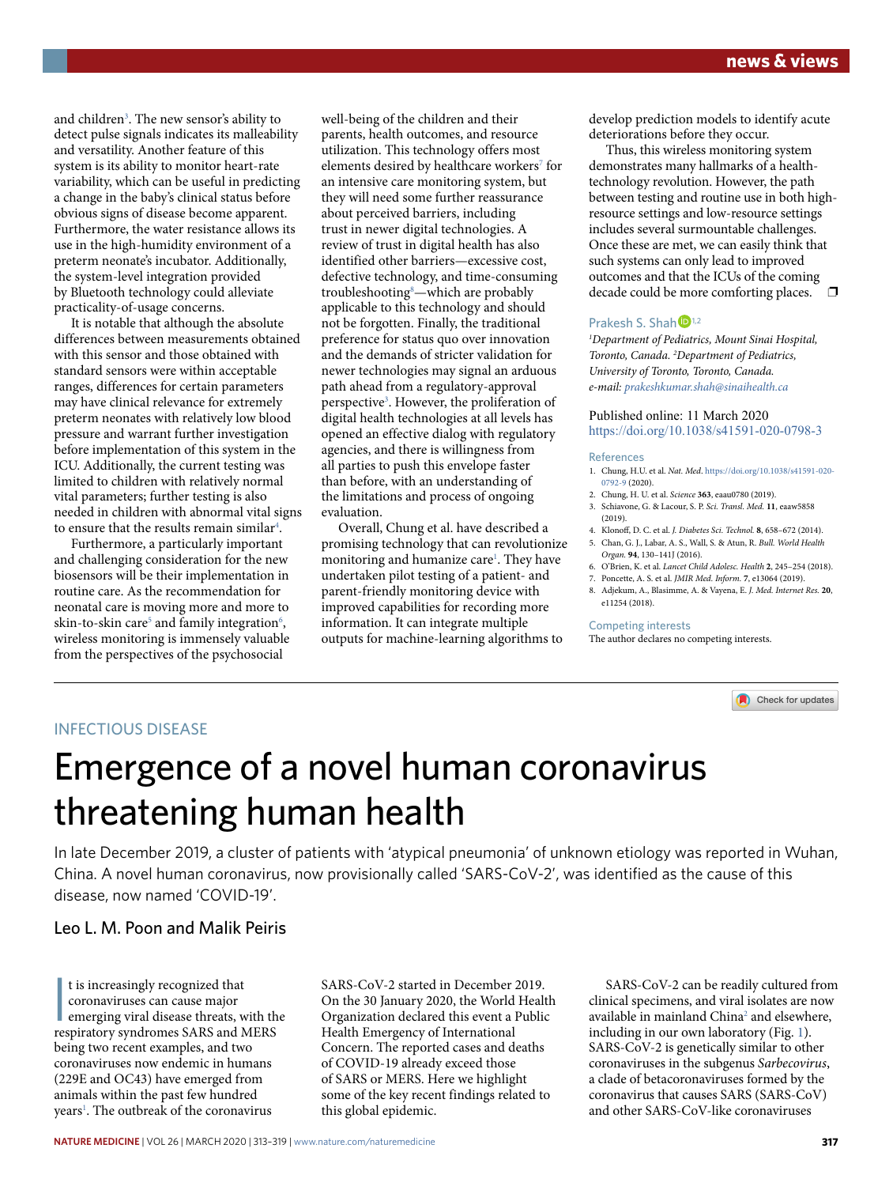and children[3]. The new sensor's ability to detect pulse signals indicates its malleability and versatility. Another feature of this system is its ability to monitor heart-rate variability, which can be useful in predicting a change in the baby's clinical status before obvious signs of disease become apparent. Furthermore, the water resistance allows its use in the high-humidity environment of a preterm neonate's incubator. Additionally, the system-level integration provided by Bluetooth technology could alleviate practicality-of-usage concerns.

It is notable that although the absolute differences between measurements obtained with this sensor and those obtained with standard sensors were within acceptable ranges, differences for certain parameters may have clinical relevance for extremely preterm neonates with relatively low blood pressure and warrant further investigation before implementation of this system in the ICU. Additionally, the current testing was limited to children with relatively normal vital parameters; further testing is also needed in children with abnormal vital signs to ensure that the results remain similar[4].

Furthermore, a particularly important and challenging consideration for the new biosensors will be their implementation in routine care. As the recommendation for neonatal care is moving more and more to skin-to-skin care[5] and family integration[6], wireless monitoring is immensely valuable from the perspectives of the psychosocial well-being of the children and their parents, health outcomes, and resource utilization. This technology offers most elements desired by healthcare workers[7] for an intensive care monitoring system, but they will need some further reassurance about perceived barriers, including trust in newer digital technologies. A review of trust in digital health has also identified other barriers—excessive cost, defective technology, and time-consuming troubleshooting[8]—which are probably applicable to this technology and should not be forgotten. Finally, the traditional preference for status quo over innovation and the demands of stricter validation for newer technologies may signal an arduous path ahead from a regulatory-approval perspective[3]. However, the proliferation of digital health technologies at all levels has opened an effective dialog with regulatory agencies, and there is willingness from all parties to push this envelope faster than before, with an understanding of the limitations and process of ongoing evaluation.

Overall, Chung et al. have described a promising technology that can revolutionize monitoring and humanize care[1]. They have undertaken pilot testing of a patient- and parent-friendly monitoring device with improved capabilities for recording more information. It can integrate multiple outputs for machine-learning algorithms to develop prediction models to identify acute deteriorations before they occur.

Thus, this wireless monitoring system demonstrates many hallmarks of a health-technology revolution. However, the path between testing and routine use in both high-resource settings and low-resource settings includes several surmountable challenges. Once these are met, we can easily think that such systems can only lead to improved outcomes and that the ICUs of the coming decade could be more comforting places. ❐

Prakesh S. Shah[1,2]

[1]*Department of Pediatrics, Mount Sinai Hospital, Toronto, Canada.* [2]*Department of Pediatrics, University of Toronto, Toronto, Canada.*
*e-mail: prakeshkumar.shah@sinaihealth.ca*

Published online: 11 March 2020
https://doi.org/10.1038/s41591-020-0798-3

### References

1. Chung, H.U. et al. *Nat. Med*. https://doi.org/10.1038/s41591-020-0792-9 (2020).
2. Chung, H. U. et al. *Science* **363**, eaau0780 (2019).
3. Schiavone, G. & Lacour, S. P. *Sci. Transl. Med.* **11**, eaaw5858 (2019).
4. Klonoff, D. C. et al. *J. Diabetes Sci. Technol.* **8**, 658–672 (2014).
5. Chan, G. J., Labar, A. S., Wall, S. & Atun, R. *Bull. World Health Organ.* **94**, 130–141J (2016).
6. O'Brien, K. et al. *Lancet Child Adolesc. Health* **2**, 245–254 (2018).
7. Poncette, A. S. et al. *JMIR Med. Inform.* **7**, e13064 (2019).
8. Adjekum, A., Blasimme, A. & Vayena, E. *J. Med. Internet Res.* **20**, e11254 (2018).

### Competing interests

The author declares no competing interests.

---

INFECTIOUS DISEASE

# Emergence of a novel human coronavirus threatening human health

In late December 2019, a cluster of patients with 'atypical pneumonia' of unknown etiology was reported in Wuhan, China. A novel human coronavirus, now provisionally called 'SARS-CoV-2', was identified as the cause of this disease, now named 'COVID-19'.

Leo L. M. Poon and Malik Peiris

It is increasingly recognized that coronaviruses can cause major emerging viral disease threats, with the respiratory syndromes SARS and MERS being two recent examples, and two coronaviruses now endemic in humans (229E and OC43) have emerged from animals within the past few hundred years[1]. The outbreak of the coronavirus SARS-CoV-2 started in December 2019. On the 30 January 2020, the World Health Organization declared this event a Public Health Emergency of International Concern. The reported cases and deaths of COVID-19 already exceed those of SARS or MERS. Here we highlight some of the key recent findings related to this global epidemic.

SARS-CoV-2 can be readily cultured from clinical specimens, and viral isolates are now available in mainland China[2] and elsewhere, including in our own laboratory (Fig. 1). SARS-CoV-2 is genetically similar to other coronaviruses in the subgenus *Sarbecovirus*, a clade of betacoronaviruses formed by the coronavirus that causes SARS (SARS-CoV) and other SARS-CoV-like coronaviruses